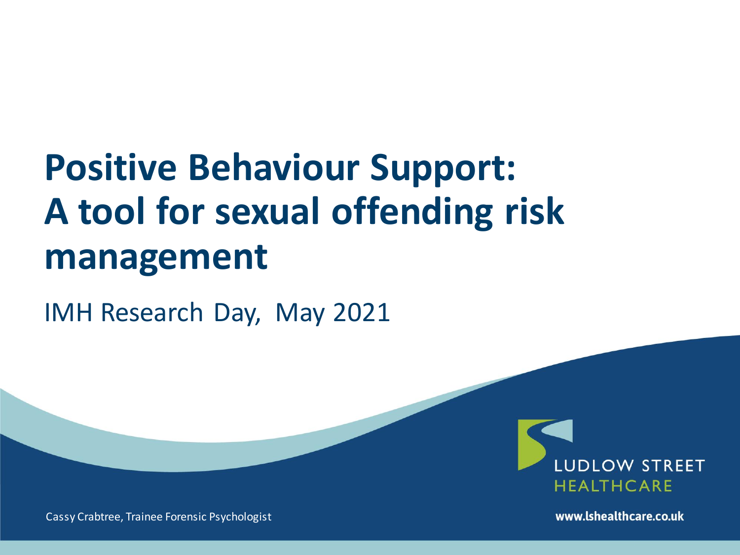# Positive Behaviour Support: A tool for sexual offending risk management

IMH Research Day, May 2021

LUDLOW STREET HEALTHCARE

Cassy Crabtree, Trainee Forensic Psychologist

www.lshealthcare.co.uk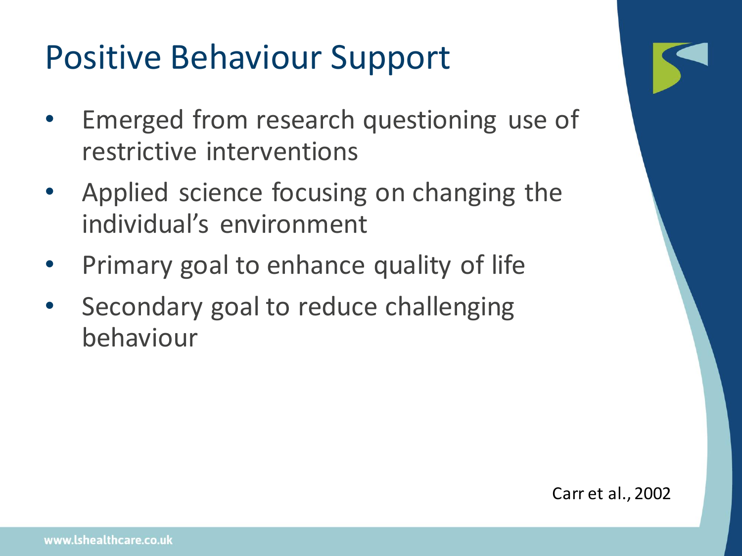# Positive Behaviour Support

- Emerged from research questioning use of restrictive interventions
- Applied science focusing on changing the individual's environment
- Primary goal to enhance quality of life
- Secondary goal to reduce challenging behaviour

Carr et al., 2002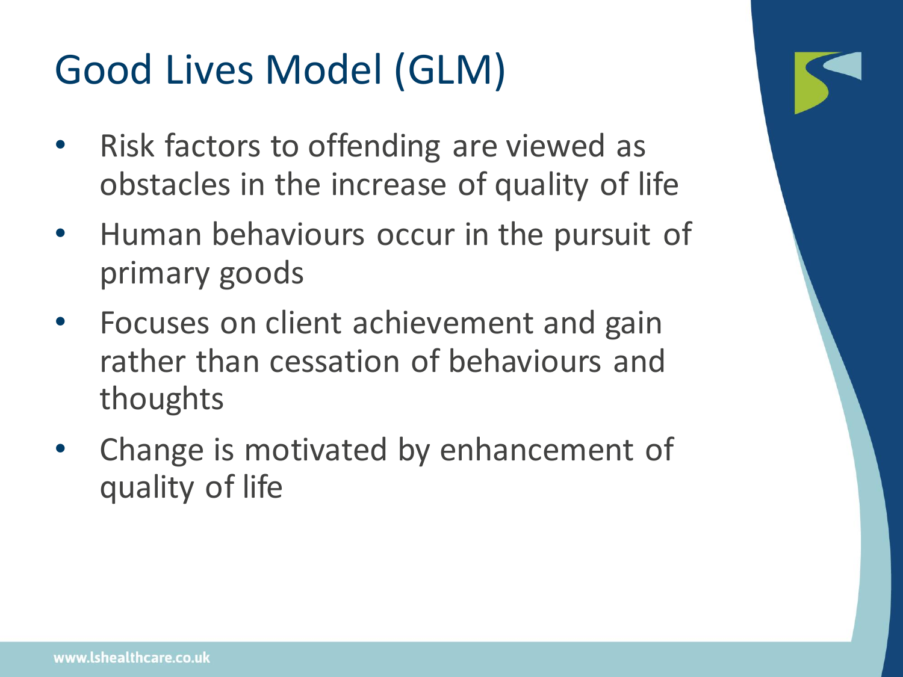# Good Lives Model (GLM)

- Risk factors to offending are viewed as obstacles in the increase of quality of life
- Human behaviours occur in the pursuit of primary goods
- Focuses on client achievement and gain rather than cessation of behaviours and thoughts
- Change is motivated by enhancement of quality of life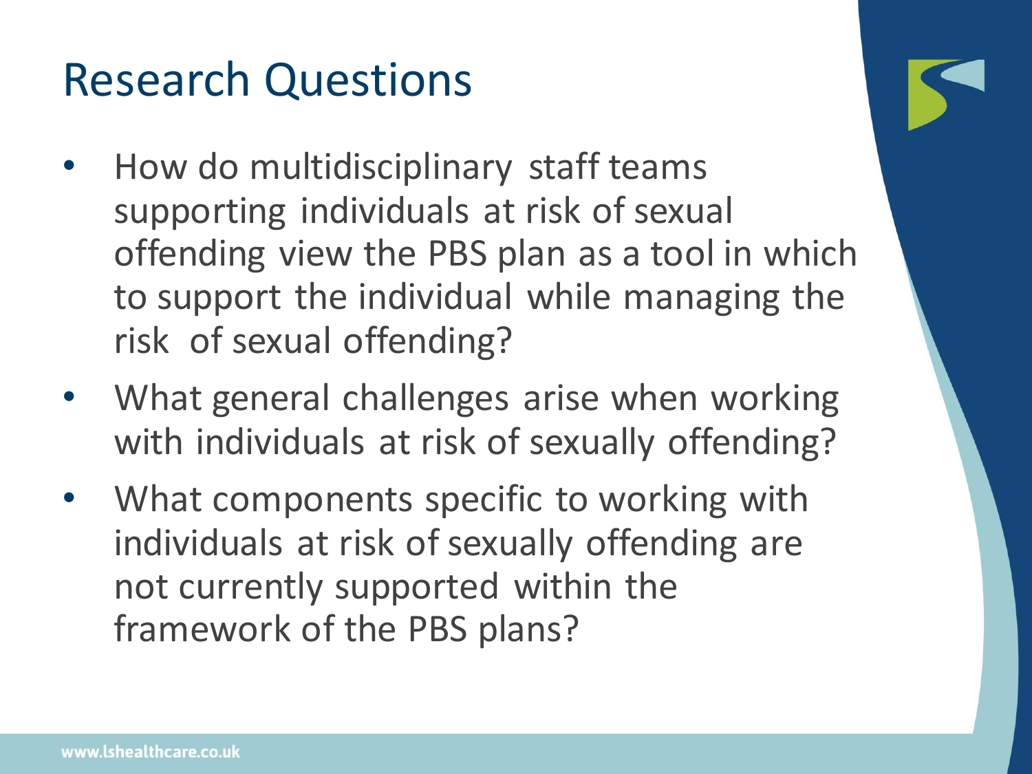# Research Questions

- How do multidisciplinary staff teams supporting individuals at risk of sexual offending view the PBS plan as a tool in which to support the individual while managing the risk of sexual offending?
- What general challenges arise when working with individuals at risk of sexually offending?
- What components specific to working with individuals at risk of sexually offending are not currently supported within the framework of the PBS plans?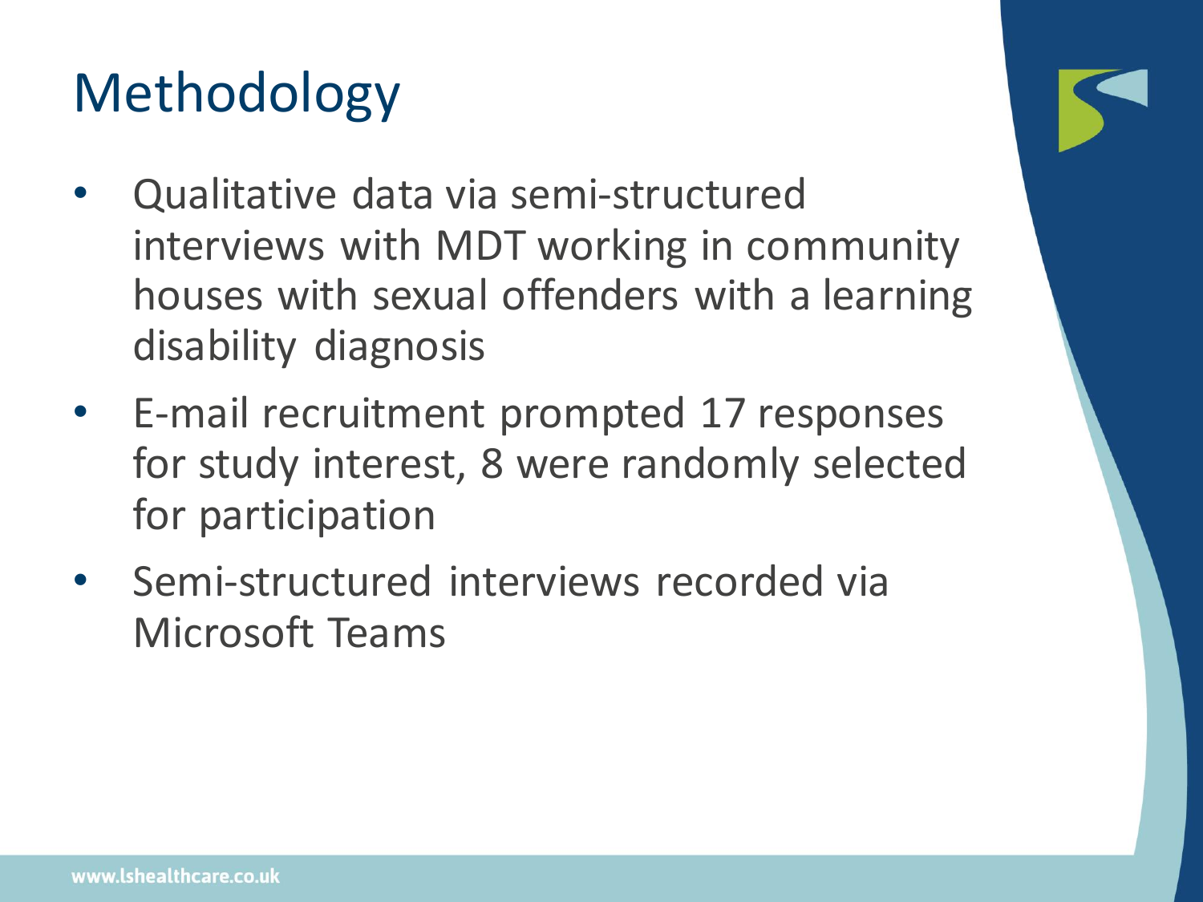# Methodology

- Qualitative data via semi-structured interviews with MDT working in community houses with sexual offenders with a learning disability diagnosis
- E-mail recruitment prompted 17 responses for study interest, 8 were randomly selected for participation
- Semi-structured interviews recorded via Microsoft Teams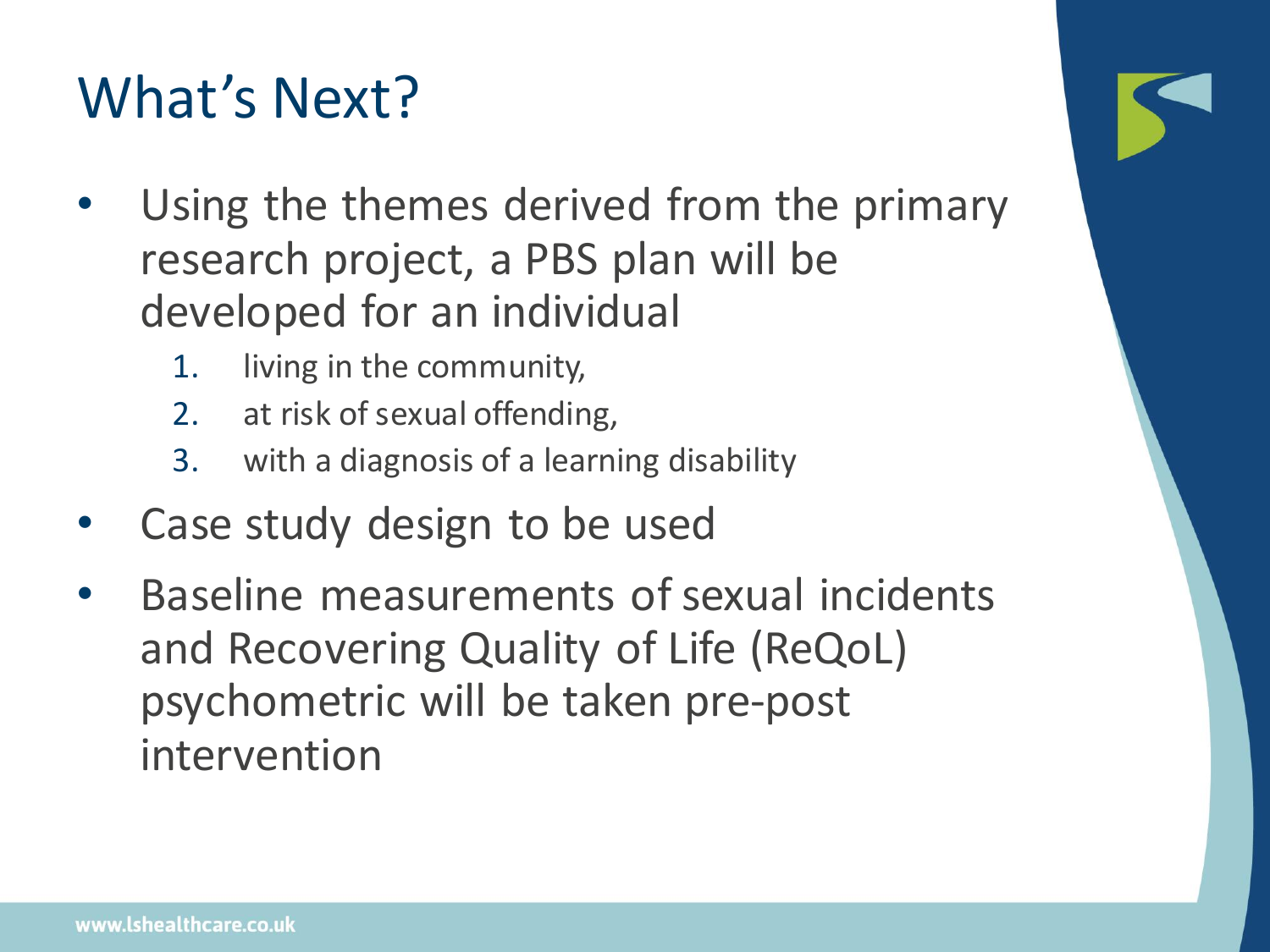# What's Next?

- Using the themes derived from the primary research project, a PBS plan will be developed for an individual
    1. living in the community,
    2. at risk of sexual offending,
    3. with a diagnosis of a learning disability
- Case study design to be used
- Baseline measurements of sexual incidents and Recovering Quality of Life (ReQoL) psychometric will be taken pre-post intervention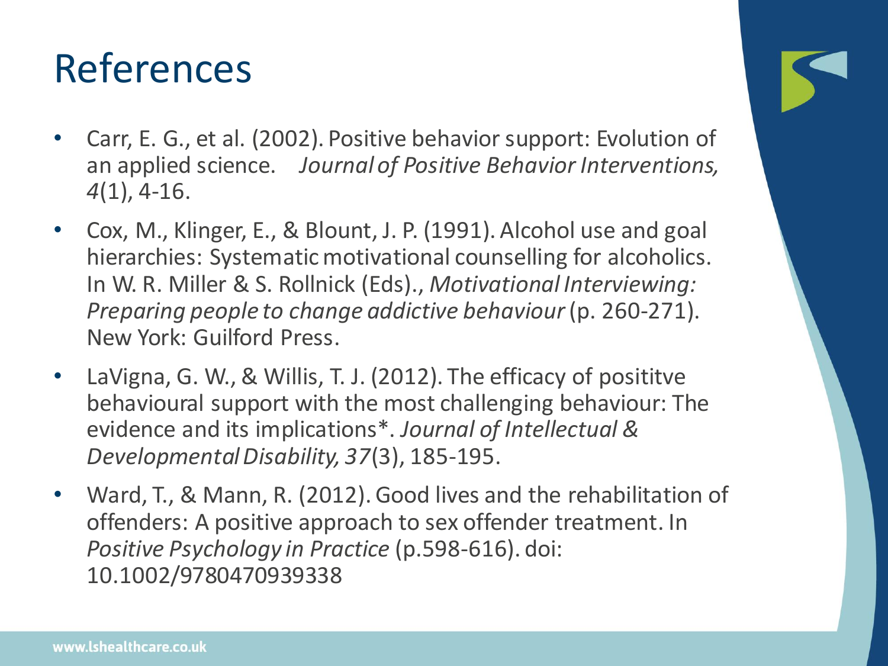# References

- Carr, E. G., et al. (2002). Positive behavior support: Evolution of an applied science. *Journal of Positive Behavior Interventions, 4*(1), 4-16.
- Cox, M., Klinger, E., & Blount, J. P. (1991). Alcohol use and goal hierarchies: Systematic motivational counselling for alcoholics. In W. R. Miller & S. Rollnick (Eds)., *Motivational Interviewing: Preparing people to change addictive behaviour* (p. 260-271). New York: Guilford Press.
- LaVigna, G. W., & Willis, T. J. (2012). The efficacy of posititve behavioural support with the most challenging behaviour: The evidence and its implications*. *Journal of Intellectual & Developmental Disability, 37*(3), 185-195.
- Ward, T., & Mann, R. (2012). Good lives and the rehabilitation of offenders: A positive approach to sex offender treatment. In *Positive Psychology in Practice* (p.598-616). doi: 10.1002/9780470939338